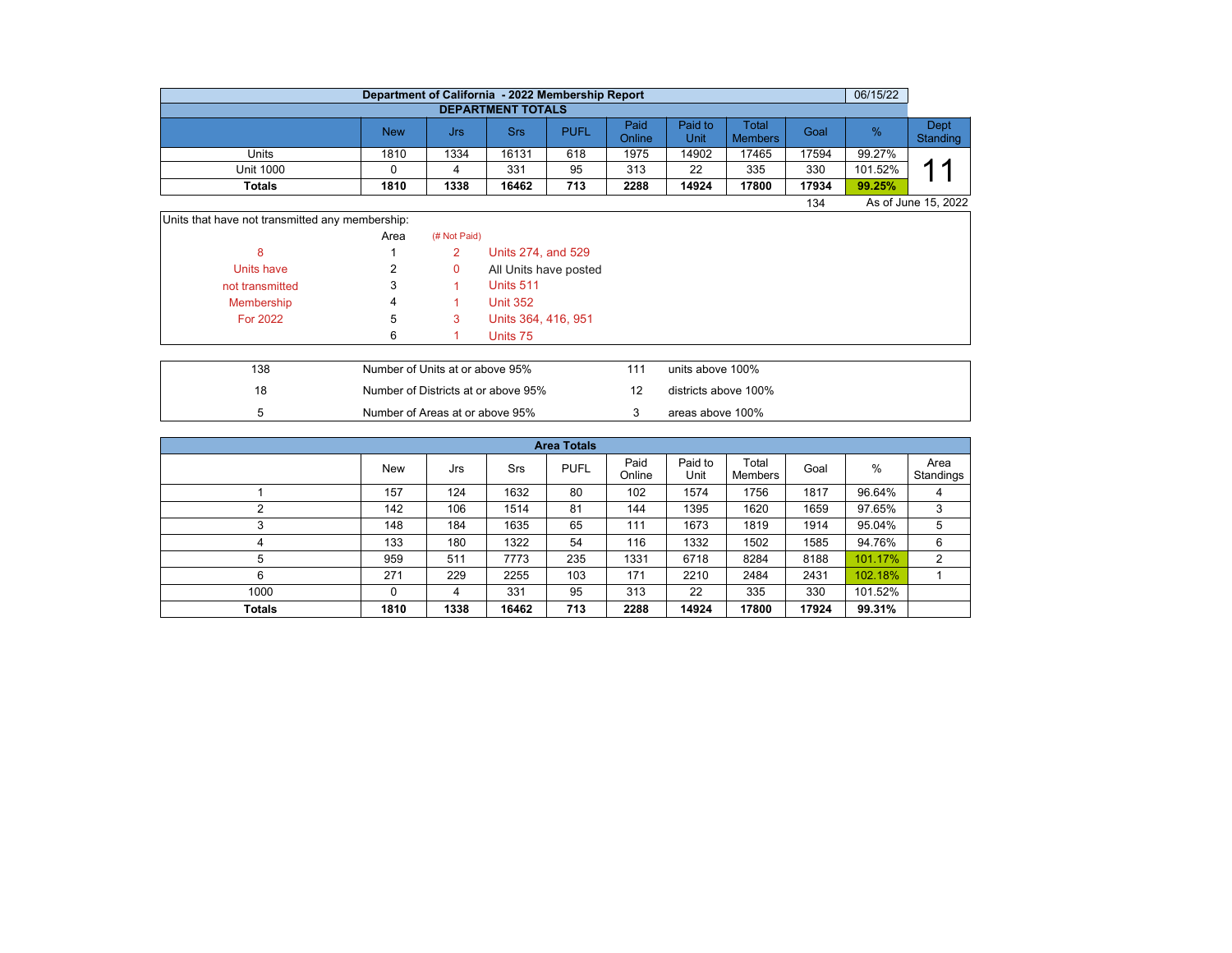# Department of California - 2022 Membership Report

06/15/22

## DEPARTMENT TOTALS

| | New | Jrs | Srs | PUFL | Paid Online | Paid to Unit | Total Members | Goal | % | Dept Standing |
|---|---|---|---|---|---|---|---|---|---|---|
| Units | 1810 | 1334 | 16131 | 618 | 1975 | 14902 | 17465 | 17594 | 99.27% | 11 |
| Unit 1000 | 0 | 4 | 331 | 95 | 313 | 22 | 335 | 330 | 101.52% | |
| **Totals** | **1810** | **1338** | **16462** | **713** | **2288** | **14924** | **17800** | **17934** | **99.25%** | |

134 &nbsp;&nbsp; As of June 15, 2022

Units that have not transmitted any membership:

| | Area | (# Not Paid) | |
|---|---|---|---|
| 8 | 1 | 2 | Units 274, and 529 |
| Units have | 2 | 0 | All Units have posted |
| not transmitted | 3 | 1 | Units 511 |
| Membership | 4 | 1 | Unit 352 |
| For 2022 | 5 | 3 | Units 364, 416, 951 |
| | 6 | 1 | Units 75 |

| | | | |
|---|---|---|---|
| 138 | Number of Units at or above 95% | 111 | units above 100% |
| 18 | Number of Districts at or above 95% | 12 | districts above 100% |
| 5 | Number of Areas at or above 95% | 3 | areas above 100% |

## Area Totals

| | New | Jrs | Srs | PUFL | Paid Online | Paid to Unit | Total Members | Goal | % | Area Standings |
|---|---|---|---|---|---|---|---|---|---|---|
| 1 | 157 | 124 | 1632 | 80 | 102 | 1574 | 1756 | 1817 | 96.64% | 4 |
| 2 | 142 | 106 | 1514 | 81 | 144 | 1395 | 1620 | 1659 | 97.65% | 3 |
| 3 | 148 | 184 | 1635 | 65 | 111 | 1673 | 1819 | 1914 | 95.04% | 5 |
| 4 | 133 | 180 | 1322 | 54 | 116 | 1332 | 1502 | 1585 | 94.76% | 6 |
| 5 | 959 | 511 | 7773 | 235 | 1331 | 6718 | 8284 | 8188 | 101.17% | 2 |
| 6 | 271 | 229 | 2255 | 103 | 171 | 2210 | 2484 | 2431 | 102.18% | 1 |
| 1000 | 0 | 4 | 331 | 95 | 313 | 22 | 335 | 330 | 101.52% | |
| **Totals** | **1810** | **1338** | **16462** | **713** | **2288** | **14924** | **17800** | **17924** | **99.31%** | |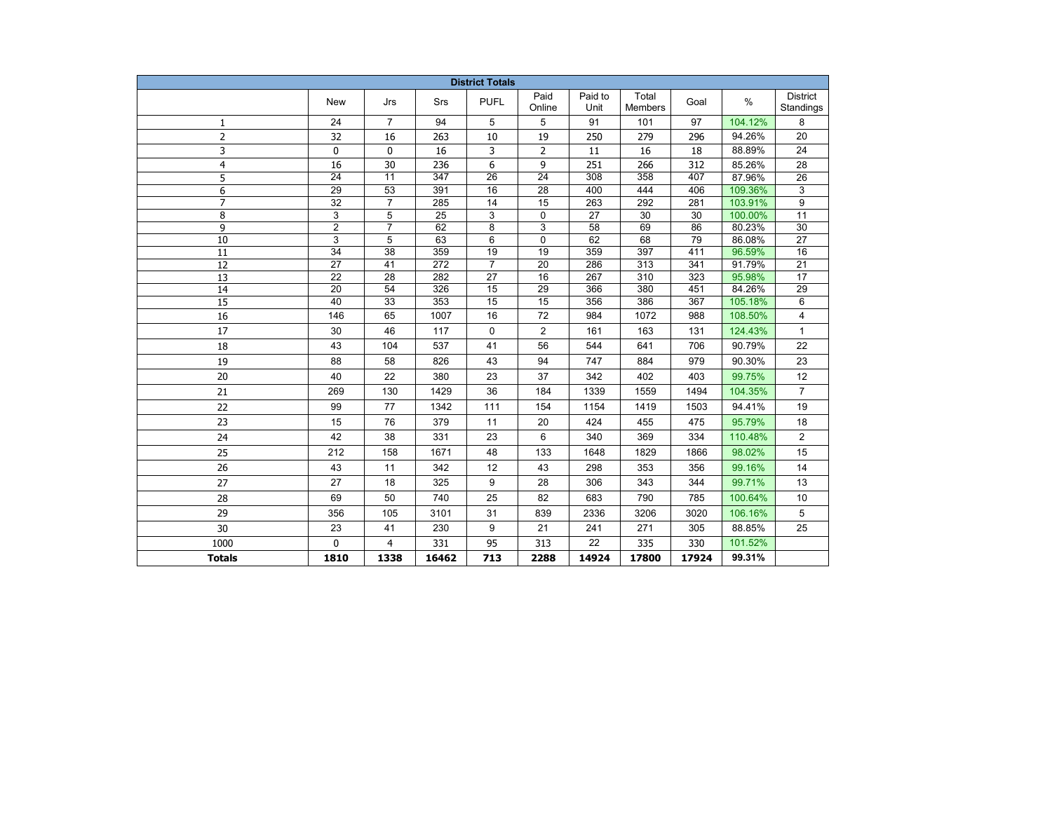| District Totals | | | | | | | | | | |
|---|---|---|---|---|---|---|---|---|---|---|
| | New | Jrs | Srs | PUFL | Paid Online | Paid to Unit | Total Members | Goal | % | District Standings |
| 1 | 24 | 7 | 94 | 5 | 5 | 91 | 101 | 97 | 104.12% | 8 |
| 2 | 32 | 16 | 263 | 10 | 19 | 250 | 279 | 296 | 94.26% | 20 |
| 3 | 0 | 0 | 16 | 3 | 2 | 11 | 16 | 18 | 88.89% | 24 |
| 4 | 16 | 30 | 236 | 6 | 9 | 251 | 266 | 312 | 85.26% | 28 |
| 5 | 24 | 11 | 347 | 26 | 24 | 308 | 358 | 407 | 87.96% | 26 |
| 6 | 29 | 53 | 391 | 16 | 28 | 400 | 444 | 406 | 109.36% | 3 |
| 7 | 32 | 7 | 285 | 14 | 15 | 263 | 292 | 281 | 103.91% | 9 |
| 8 | 3 | 5 | 25 | 3 | 0 | 27 | 30 | 30 | 100.00% | 11 |
| 9 | 2 | 7 | 62 | 8 | 3 | 58 | 69 | 86 | 80.23% | 30 |
| 10 | 3 | 5 | 63 | 6 | 0 | 62 | 68 | 79 | 86.08% | 27 |
| 11 | 34 | 38 | 359 | 19 | 19 | 359 | 397 | 411 | 96.59% | 16 |
| 12 | 27 | 41 | 272 | 7 | 20 | 286 | 313 | 341 | 91.79% | 21 |
| 13 | 22 | 28 | 282 | 27 | 16 | 267 | 310 | 323 | 95.98% | 17 |
| 14 | 20 | 54 | 326 | 15 | 29 | 366 | 380 | 451 | 84.26% | 29 |
| 15 | 40 | 33 | 353 | 15 | 15 | 356 | 386 | 367 | 105.18% | 6 |
| 16 | 146 | 65 | 1007 | 16 | 72 | 984 | 1072 | 988 | 108.50% | 4 |
| 17 | 30 | 46 | 117 | 0 | 2 | 161 | 163 | 131 | 124.43% | 1 |
| 18 | 43 | 104 | 537 | 41 | 56 | 544 | 641 | 706 | 90.79% | 22 |
| 19 | 88 | 58 | 826 | 43 | 94 | 747 | 884 | 979 | 90.30% | 23 |
| 20 | 40 | 22 | 380 | 23 | 37 | 342 | 402 | 403 | 99.75% | 12 |
| 21 | 269 | 130 | 1429 | 36 | 184 | 1339 | 1559 | 1494 | 104.35% | 7 |
| 22 | 99 | 77 | 1342 | 111 | 154 | 1154 | 1419 | 1503 | 94.41% | 19 |
| 23 | 15 | 76 | 379 | 11 | 20 | 424 | 455 | 475 | 95.79% | 18 |
| 24 | 42 | 38 | 331 | 23 | 6 | 340 | 369 | 334 | 110.48% | 2 |
| 25 | 212 | 158 | 1671 | 48 | 133 | 1648 | 1829 | 1866 | 98.02% | 15 |
| 26 | 43 | 11 | 342 | 12 | 43 | 298 | 353 | 356 | 99.16% | 14 |
| 27 | 27 | 18 | 325 | 9 | 28 | 306 | 343 | 344 | 99.71% | 13 |
| 28 | 69 | 50 | 740 | 25 | 82 | 683 | 790 | 785 | 100.64% | 10 |
| 29 | 356 | 105 | 3101 | 31 | 839 | 2336 | 3206 | 3020 | 106.16% | 5 |
| 30 | 23 | 41 | 230 | 9 | 21 | 241 | 271 | 305 | 88.85% | 25 |
| 1000 | 0 | 4 | 331 | 95 | 313 | 22 | 335 | 330 | 101.52% | |
| **Totals** | **1810** | **1338** | **16462** | **713** | **2288** | **14924** | **17800** | **17924** | **99.31%** | |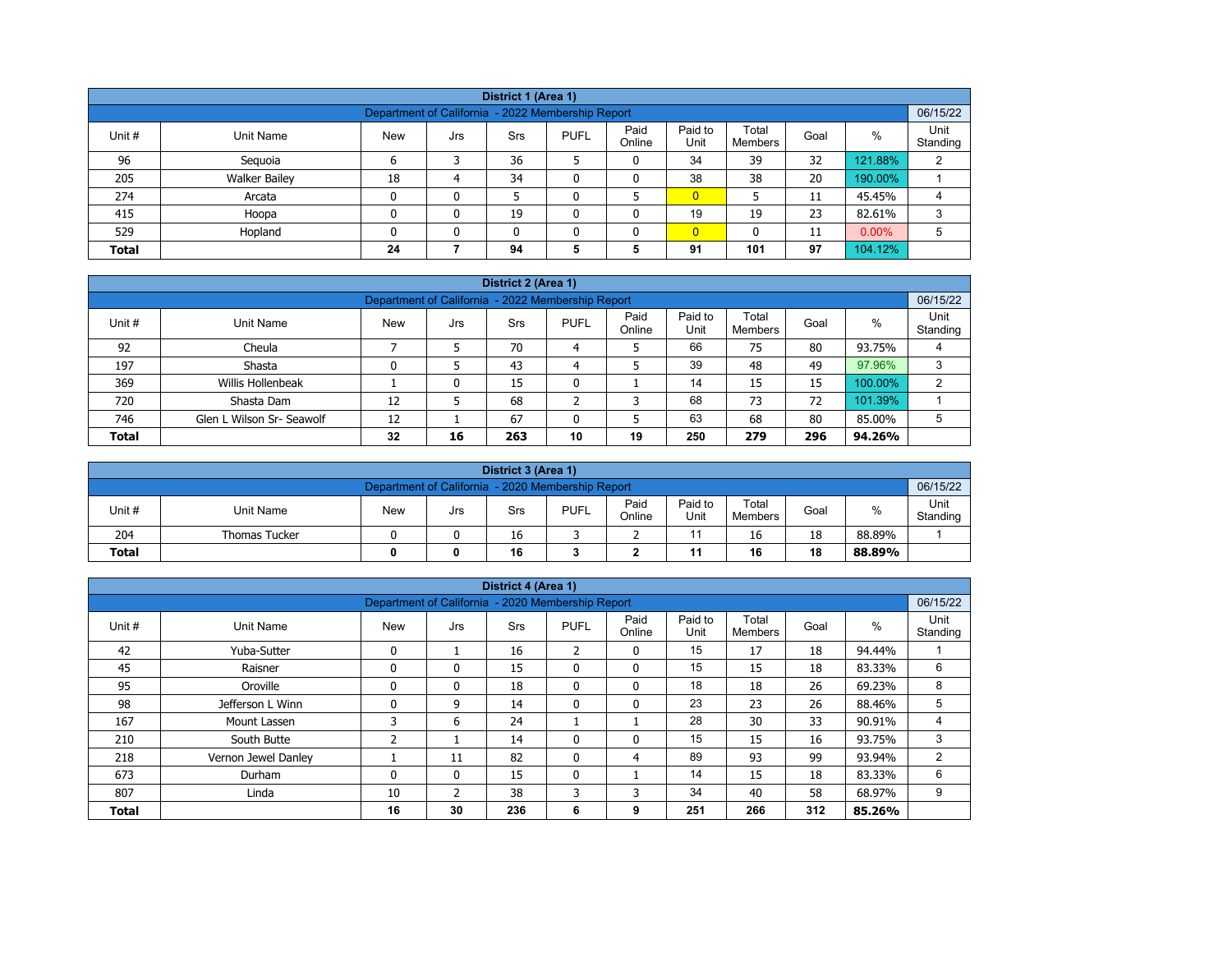| District 1 (Area 1) | | | | | | | | | | | |
|---|---|---|---|---|---|---|---|---|---|---|---|
| Department of California - 2022 Membership Report | | | | | | | | | | | 06/15/22 |
| Unit # | Unit Name | New | Jrs | Srs | PUFL | Paid Online | Paid to Unit | Total Members | Goal | % | Unit Standing |
| 96 | Sequoia | 6 | 3 | 36 | 5 | 0 | 34 | 39 | 32 | 121.88% | 2 |
| 205 | Walker Bailey | 18 | 4 | 34 | 0 | 0 | 38 | 38 | 20 | 190.00% | 1 |
| 274 | Arcata | 0 | 0 | 5 | 0 | 5 | 0 | 5 | 11 | 45.45% | 4 |
| 415 | Hoopa | 0 | 0 | 19 | 0 | 0 | 19 | 19 | 23 | 82.61% | 3 |
| 529 | Hopland | 0 | 0 | 0 | 0 | 0 | 0 | 0 | 11 | 0.00% | 5 |
| **Total** | | **24** | **7** | **94** | **5** | **5** | **91** | **101** | **97** | 104.12% | |

| District 2 (Area 1) | | | | | | | | | | | |
|---|---|---|---|---|---|---|---|---|---|---|---|
| Department of California - 2022 Membership Report | | | | | | | | | | | 06/15/22 |
| Unit # | Unit Name | New | Jrs | Srs | PUFL | Paid Online | Paid to Unit | Total Members | Goal | % | Unit Standing |
| 92 | Cheula | 7 | 5 | 70 | 4 | 5 | 66 | 75 | 80 | 93.75% | 4 |
| 197 | Shasta | 0 | 5 | 43 | 4 | 5 | 39 | 48 | 49 | 97.96% | 3 |
| 369 | Willis Hollenbeak | 1 | 0 | 15 | 0 | 1 | 14 | 15 | 15 | 100.00% | 2 |
| 720 | Shasta Dam | 12 | 5 | 68 | 2 | 3 | 68 | 73 | 72 | 101.39% | 1 |
| 746 | Glen L Wilson Sr- Seawolf | 12 | 1 | 67 | 0 | 5 | 63 | 68 | 80 | 85.00% | 5 |
| **Total** | | **32** | **16** | **263** | **10** | **19** | **250** | **279** | **296** | **94.26%** | |

| District 3 (Area 1) | | | | | | | | | | | |
|---|---|---|---|---|---|---|---|---|---|---|---|
| Department of California - 2020 Membership Report | | | | | | | | | | | 06/15/22 |
| Unit # | Unit Name | New | Jrs | Srs | PUFL | Paid Online | Paid to Unit | Total Members | Goal | % | Unit Standing |
| 204 | Thomas Tucker | 0 | 0 | 16 | 3 | 2 | 11 | 16 | 18 | 88.89% | 1 |
| **Total** | | **0** | **0** | **16** | **3** | **2** | **11** | **16** | **18** | **88.89%** | |

| District 4 (Area 1) | | | | | | | | | | | |
|---|---|---|---|---|---|---|---|---|---|---|---|
| Department of California - 2020 Membership Report | | | | | | | | | | | 06/15/22 |
| Unit # | Unit Name | New | Jrs | Srs | PUFL | Paid Online | Paid to Unit | Total Members | Goal | % | Unit Standing |
| 42 | Yuba-Sutter | 0 | 1 | 16 | 2 | 0 | 15 | 17 | 18 | 94.44% | 1 |
| 45 | Raisner | 0 | 0 | 15 | 0 | 0 | 15 | 15 | 18 | 83.33% | 6 |
| 95 | Oroville | 0 | 0 | 18 | 0 | 0 | 18 | 18 | 26 | 69.23% | 8 |
| 98 | Jefferson L Winn | 0 | 9 | 14 | 0 | 0 | 23 | 23 | 26 | 88.46% | 5 |
| 167 | Mount Lassen | 3 | 6 | 24 | 1 | 1 | 28 | 30 | 33 | 90.91% | 4 |
| 210 | South Butte | 2 | 1 | 14 | 0 | 0 | 15 | 15 | 16 | 93.75% | 3 |
| 218 | Vernon Jewel Danley | 1 | 11 | 82 | 0 | 4 | 89 | 93 | 99 | 93.94% | 2 |
| 673 | Durham | 0 | 0 | 15 | 0 | 1 | 14 | 15 | 18 | 83.33% | 6 |
| 807 | Linda | 10 | 2 | 38 | 3 | 3 | 34 | 40 | 58 | 68.97% | 9 |
| **Total** | | **16** | **30** | **236** | **6** | **9** | **251** | **266** | **312** | **85.26%** | |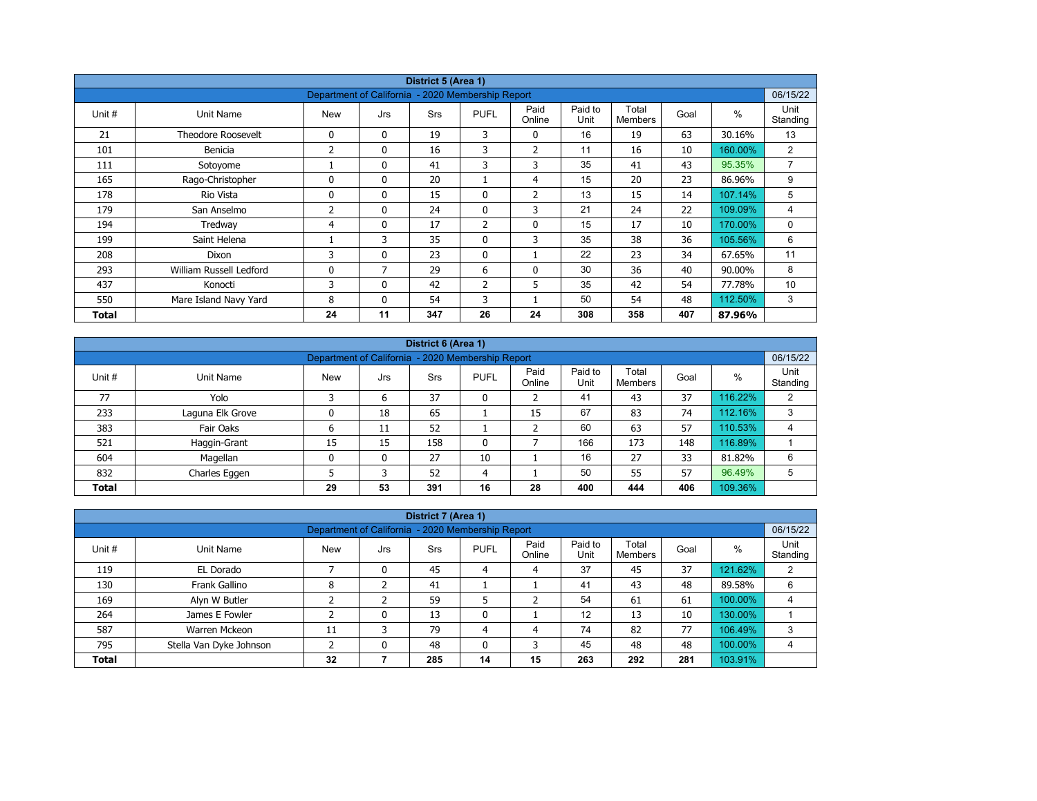| District 5 (Area 1) | | | | | | | | | | | |
|---|---|---|---|---|---|---|---|---|---|---|---|
| Department of California - 2020 Membership Report | | | | | | | | | | | 06/15/22 |
| Unit # | Unit Name | New | Jrs | Srs | PUFL | Paid Online | Paid to Unit | Total Members | Goal | % | Unit Standing |
| 21 | Theodore Roosevelt | 0 | 0 | 19 | 3 | 0 | 16 | 19 | 63 | 30.16% | 13 |
| 101 | Benicia | 2 | 0 | 16 | 3 | 2 | 11 | 16 | 10 | 160.00% | 2 |
| 111 | Sotoyome | 1 | 0 | 41 | 3 | 3 | 35 | 41 | 43 | 95.35% | 7 |
| 165 | Rago-Christopher | 0 | 0 | 20 | 1 | 4 | 15 | 20 | 23 | 86.96% | 9 |
| 178 | Rio Vista | 0 | 0 | 15 | 0 | 2 | 13 | 15 | 14 | 107.14% | 5 |
| 179 | San Anselmo | 2 | 0 | 24 | 0 | 3 | 21 | 24 | 22 | 109.09% | 4 |
| 194 | Tredway | 4 | 0 | 17 | 2 | 0 | 15 | 17 | 10 | 170.00% | 0 |
| 199 | Saint Helena | 1 | 3 | 35 | 0 | 3 | 35 | 38 | 36 | 105.56% | 6 |
| 208 | Dixon | 3 | 0 | 23 | 0 | 1 | 22 | 23 | 34 | 67.65% | 11 |
| 293 | William Russell Ledford | 0 | 7 | 29 | 6 | 0 | 30 | 36 | 40 | 90.00% | 8 |
| 437 | Konocti | 3 | 0 | 42 | 2 | 5 | 35 | 42 | 54 | 77.78% | 10 |
| 550 | Mare Island Navy Yard | 8 | 0 | 54 | 3 | 1 | 50 | 54 | 48 | 112.50% | 3 |
| **Total** | | **24** | **11** | **347** | **26** | **24** | **308** | **358** | **407** | **87.96%** | |

| District 6 (Area 1) | | | | | | | | | | | |
|---|---|---|---|---|---|---|---|---|---|---|---|
| Department of California - 2020 Membership Report | | | | | | | | | | | 06/15/22 |
| Unit # | Unit Name | New | Jrs | Srs | PUFL | Paid Online | Paid to Unit | Total Members | Goal | % | Unit Standing |
| 77 | Yolo | 3 | 6 | 37 | 0 | 2 | 41 | 43 | 37 | 116.22% | 2 |
| 233 | Laguna Elk Grove | 0 | 18 | 65 | 1 | 15 | 67 | 83 | 74 | 112.16% | 3 |
| 383 | Fair Oaks | 6 | 11 | 52 | 1 | 2 | 60 | 63 | 57 | 110.53% | 4 |
| 521 | Haggin-Grant | 15 | 15 | 158 | 0 | 7 | 166 | 173 | 148 | 116.89% | 1 |
| 604 | Magellan | 0 | 0 | 27 | 10 | 1 | 16 | 27 | 33 | 81.82% | 6 |
| 832 | Charles Eggen | 5 | 3 | 52 | 4 | 1 | 50 | 55 | 57 | 96.49% | 5 |
| **Total** | | **29** | **53** | **391** | **16** | **28** | **400** | **444** | **406** | 109.36% | |

| District 7 (Area 1) | | | | | | | | | | | |
|---|---|---|---|---|---|---|---|---|---|---|---|
| Department of California - 2020 Membership Report | | | | | | | | | | | 06/15/22 |
| Unit # | Unit Name | New | Jrs | Srs | PUFL | Paid Online | Paid to Unit | Total Members | Goal | % | Unit Standing |
| 119 | EL Dorado | 7 | 0 | 45 | 4 | 4 | 37 | 45 | 37 | 121.62% | 2 |
| 130 | Frank Gallino | 8 | 2 | 41 | 1 | 1 | 41 | 43 | 48 | 89.58% | 6 |
| 169 | Alyn W Butler | 2 | 2 | 59 | 5 | 2 | 54 | 61 | 61 | 100.00% | 4 |
| 264 | James E Fowler | 2 | 0 | 13 | 0 | 1 | 12 | 13 | 10 | 130.00% | 1 |
| 587 | Warren Mckeon | 11 | 3 | 79 | 4 | 4 | 74 | 82 | 77 | 106.49% | 3 |
| 795 | Stella Van Dyke Johnson | 2 | 0 | 48 | 0 | 3 | 45 | 48 | 48 | 100.00% | 4 |
| **Total** | | **32** | **7** | **285** | **14** | **15** | **263** | **292** | **281** | 103.91% | |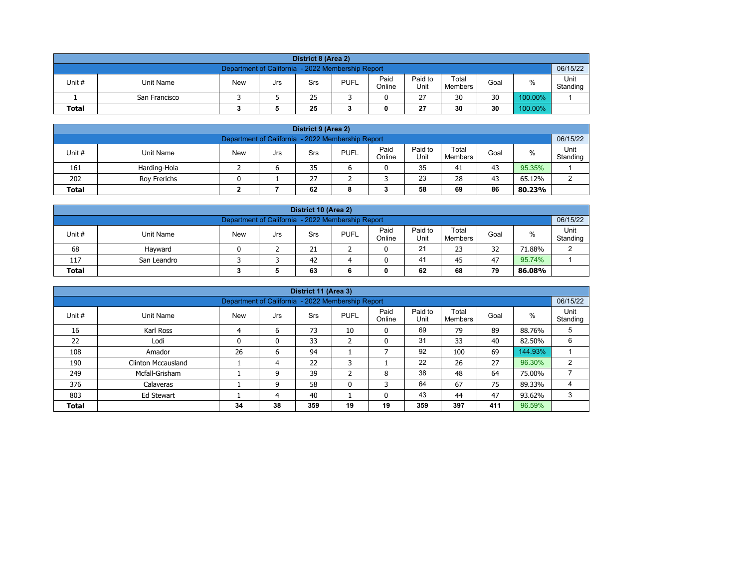| District 8 (Area 2) | | | | | | | | | | |
|---|---|---|---|---|---|---|---|---|---|---|
| Department of California - 2022 Membership Report | | | | | | | | | | 06/15/22 |
| Unit # | Unit Name | New | Jrs | Srs | PUFL | Paid Online | Paid to Unit | Total Members | Goal | % | Unit Standing |
| 1 | San Francisco | 3 | 5 | 25 | 3 | 0 | 27 | 30 | 30 | 100.00% | 1 |
| **Total** | | **3** | **5** | **25** | **3** | **0** | **27** | **30** | **30** | 100.00% | |

| District 9 (Area 2) | | | | | | | | | | | |
|---|---|---|---|---|---|---|---|---|---|---|---|
| Department of California - 2022 Membership Report | | | | | | | | | | | 06/15/22 |
| Unit # | Unit Name | New | Jrs | Srs | PUFL | Paid Online | Paid to Unit | Total Members | Goal | % | Unit Standing |
| 161 | Harding-Hola | 2 | 6 | 35 | 6 | 0 | 35 | 41 | 43 | 95.35% | 1 |
| 202 | Roy Frerichs | 0 | 1 | 27 | 2 | 3 | 23 | 28 | 43 | 65.12% | 2 |
| **Total** | | **2** | **7** | **62** | **8** | **3** | **58** | **69** | **86** | **80.23%** | |

| District 10 (Area 2) | | | | | | | | | | | |
|---|---|---|---|---|---|---|---|---|---|---|---|
| Department of California - 2022 Membership Report | | | | | | | | | | | 06/15/22 |
| Unit # | Unit Name | New | Jrs | Srs | PUFL | Paid Online | Paid to Unit | Total Members | Goal | % | Unit Standing |
| 68 | Hayward | 0 | 2 | 21 | 2 | 0 | 21 | 23 | 32 | 71.88% | 2 |
| 117 | San Leandro | 3 | 3 | 42 | 4 | 0 | 41 | 45 | 47 | 95.74% | 1 |
| **Total** | | **3** | **5** | **63** | **6** | **0** | **62** | **68** | **79** | **86.08%** | |

| District 11 (Area 3) | | | | | | | | | | | |
|---|---|---|---|---|---|---|---|---|---|---|---|
| Department of California - 2022 Membership Report | | | | | | | | | | | 06/15/22 |
| Unit # | Unit Name | New | Jrs | Srs | PUFL | Paid Online | Paid to Unit | Total Members | Goal | % | Unit Standing |
| 16 | Karl Ross | 4 | 6 | 73 | 10 | 0 | 69 | 79 | 89 | 88.76% | 5 |
| 22 | Lodi | 0 | 0 | 33 | 2 | 0 | 31 | 33 | 40 | 82.50% | 6 |
| 108 | Amador | 26 | 6 | 94 | 1 | 7 | 92 | 100 | 69 | 144.93% | 1 |
| 190 | Clinton Mccausland | 1 | 4 | 22 | 3 | 1 | 22 | 26 | 27 | 96.30% | 2 |
| 249 | Mcfall-Grisham | 1 | 9 | 39 | 2 | 8 | 38 | 48 | 64 | 75.00% | 7 |
| 376 | Calaveras | 1 | 9 | 58 | 0 | 3 | 64 | 67 | 75 | 89.33% | 4 |
| 803 | Ed Stewart | 1 | 4 | 40 | 1 | 0 | 43 | 44 | 47 | 93.62% | 3 |
| **Total** | | **34** | **38** | **359** | **19** | **19** | **359** | **397** | **411** | 96.59% | |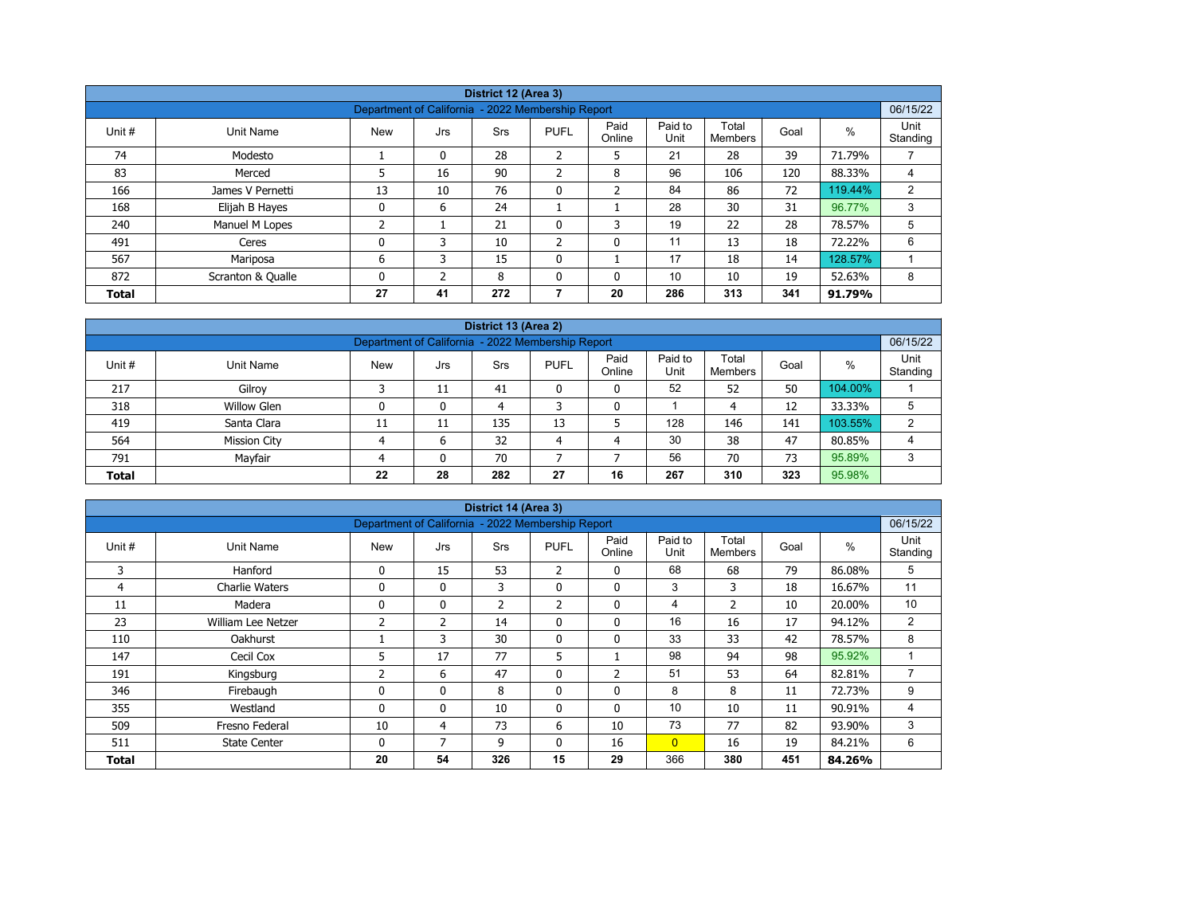| District 12 (Area 3) | | | | | | | | | | | |
|---|---|---|---|---|---|---|---|---|---|---|---|
| Department of California - 2022 Membership Report | | | | | | | | | | | 06/15/22 |
| Unit # | Unit Name | New | Jrs | Srs | PUFL | Paid Online | Paid to Unit | Total Members | Goal | % | Unit Standing |
| 74 | Modesto | 1 | 0 | 28 | 2 | 5 | 21 | 28 | 39 | 71.79% | 7 |
| 83 | Merced | 5 | 16 | 90 | 2 | 8 | 96 | 106 | 120 | 88.33% | 4 |
| 166 | James V Pernetti | 13 | 10 | 76 | 0 | 2 | 84 | 86 | 72 | 119.44% | 2 |
| 168 | Elijah B Hayes | 0 | 6 | 24 | 1 | 1 | 28 | 30 | 31 | 96.77% | 3 |
| 240 | Manuel M Lopes | 2 | 1 | 21 | 0 | 3 | 19 | 22 | 28 | 78.57% | 5 |
| 491 | Ceres | 0 | 3 | 10 | 2 | 0 | 11 | 13 | 18 | 72.22% | 6 |
| 567 | Mariposa | 6 | 3 | 15 | 0 | 1 | 17 | 18 | 14 | 128.57% | 1 |
| 872 | Scranton & Qualle | 0 | 2 | 8 | 0 | 0 | 10 | 10 | 19 | 52.63% | 8 |
| **Total** | | **27** | **41** | **272** | **7** | **20** | **286** | **313** | **341** | **91.79%** | |

| District 13 (Area 2) | | | | | | | | | | | |
|---|---|---|---|---|---|---|---|---|---|---|---|
| Department of California - 2022 Membership Report | | | | | | | | | | | 06/15/22 |
| Unit # | Unit Name | New | Jrs | Srs | PUFL | Paid Online | Paid to Unit | Total Members | Goal | % | Unit Standing |
| 217 | Gilroy | 3 | 11 | 41 | 0 | 0 | 52 | 52 | 50 | 104.00% | 1 |
| 318 | Willow Glen | 0 | 0 | 4 | 3 | 0 | 1 | 4 | 12 | 33.33% | 5 |
| 419 | Santa Clara | 11 | 11 | 135 | 13 | 5 | 128 | 146 | 141 | 103.55% | 2 |
| 564 | Mission City | 4 | 6 | 32 | 4 | 4 | 30 | 38 | 47 | 80.85% | 4 |
| 791 | Mayfair | 4 | 0 | 70 | 7 | 7 | 56 | 70 | 73 | 95.89% | 3 |
| **Total** | | **22** | **28** | **282** | **27** | **16** | **267** | **310** | **323** | **95.98%** | |

| District 14 (Area 3) | | | | | | | | | | | |
|---|---|---|---|---|---|---|---|---|---|---|---|
| Department of California - 2022 Membership Report | | | | | | | | | | | 06/15/22 |
| Unit # | Unit Name | New | Jrs | Srs | PUFL | Paid Online | Paid to Unit | Total Members | Goal | % | Unit Standing |
| 3 | Hanford | 0 | 15 | 53 | 2 | 0 | 68 | 68 | 79 | 86.08% | 5 |
| 4 | Charlie Waters | 0 | 0 | 3 | 0 | 0 | 3 | 3 | 18 | 16.67% | 11 |
| 11 | Madera | 0 | 0 | 2 | 2 | 0 | 4 | 2 | 10 | 20.00% | 10 |
| 23 | William Lee Netzer | 2 | 2 | 14 | 0 | 0 | 16 | 16 | 17 | 94.12% | 2 |
| 110 | Oakhurst | 1 | 3 | 30 | 0 | 0 | 33 | 33 | 42 | 78.57% | 8 |
| 147 | Cecil Cox | 5 | 17 | 77 | 5 | 1 | 98 | 94 | 98 | 95.92% | 1 |
| 191 | Kingsburg | 2 | 6 | 47 | 0 | 2 | 51 | 53 | 64 | 82.81% | 7 |
| 346 | Firebaugh | 0 | 0 | 8 | 0 | 0 | 8 | 8 | 11 | 72.73% | 9 |
| 355 | Westland | 0 | 0 | 10 | 0 | 0 | 10 | 10 | 11 | 90.91% | 4 |
| 509 | Fresno Federal | 10 | 4 | 73 | 6 | 10 | 73 | 77 | 82 | 93.90% | 3 |
| 511 | State Center | 0 | 7 | 9 | 0 | 16 | 0 | 16 | 19 | 84.21% | 6 |
| **Total** | | **20** | **54** | **326** | **15** | **29** | 366 | **380** | **451** | **84.26%** | |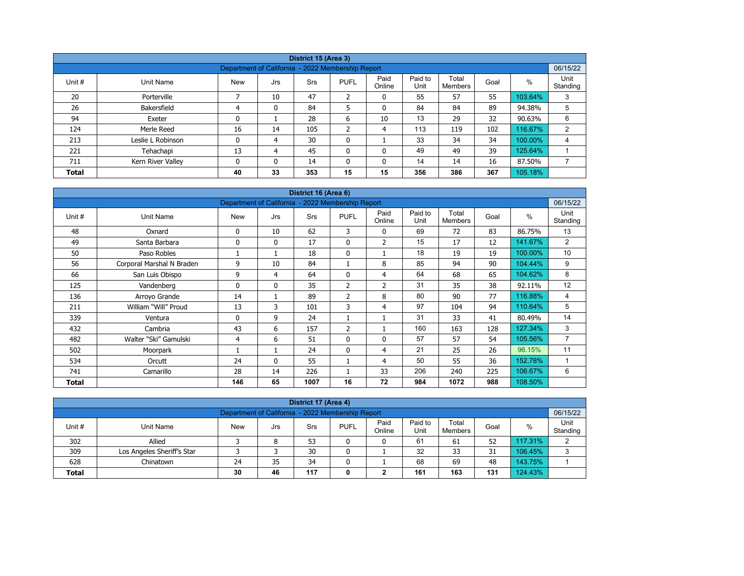| District 15 (Area 3) | | | | | | | | | | | |
|---|---|---|---|---|---|---|---|---|---|---|---|
| Department of California - 2022 Membership Report | | | | | | | | | | | 06/15/22 |
| Unit # | Unit Name | New | Jrs | Srs | PUFL | Paid Online | Paid to Unit | Total Members | Goal | % | Unit Standing |
| 20 | Porterville | 7 | 10 | 47 | 2 | 0 | 55 | 57 | 55 | 103.64% | 3 |
| 26 | Bakersfield | 4 | 0 | 84 | 5 | 0 | 84 | 84 | 89 | 94.38% | 5 |
| 94 | Exeter | 0 | 1 | 28 | 6 | 10 | 13 | 29 | 32 | 90.63% | 6 |
| 124 | Merle Reed | 16 | 14 | 105 | 2 | 4 | 113 | 119 | 102 | 116.67% | 2 |
| 213 | Leslie L Robinson | 0 | 4 | 30 | 0 | 1 | 33 | 34 | 34 | 100.00% | 4 |
| 221 | Tehachapi | 13 | 4 | 45 | 0 | 0 | 49 | 49 | 39 | 125.64% | 1 |
| 711 | Kern River Valley | 0 | 0 | 14 | 0 | 0 | 14 | 14 | 16 | 87.50% | 7 |
| **Total** | | **40** | **33** | **353** | **15** | **15** | **356** | **386** | **367** | 105.18% | |

| District 16 (Area 6) | | | | | | | | | | | |
|---|---|---|---|---|---|---|---|---|---|---|---|
| Department of California - 2022 Membership Report | | | | | | | | | | | 06/15/22 |
| Unit # | Unit Name | New | Jrs | Srs | PUFL | Paid Online | Paid to Unit | Total Members | Goal | % | Unit Standing |
| 48 | Oxnard | 0 | 10 | 62 | 3 | 0 | 69 | 72 | 83 | 86.75% | 13 |
| 49 | Santa Barbara | 0 | 0 | 17 | 0 | 2 | 15 | 17 | 12 | 141.67% | 2 |
| 50 | Paso Robles | 1 | 1 | 18 | 0 | 1 | 18 | 19 | 19 | 100.00% | 10 |
| 56 | Corporal Marshal N Braden | 9 | 10 | 84 | 1 | 8 | 85 | 94 | 90 | 104.44% | 9 |
| 66 | San Luis Obispo | 9 | 4 | 64 | 0 | 4 | 64 | 68 | 65 | 104.62% | 8 |
| 125 | Vandenberg | 0 | 0 | 35 | 2 | 2 | 31 | 35 | 38 | 92.11% | 12 |
| 136 | Arroyo Grande | 14 | 1 | 89 | 2 | 8 | 80 | 90 | 77 | 116.88% | 4 |
| 211 | William "Will" Proud | 13 | 3 | 101 | 3 | 4 | 97 | 104 | 94 | 110.64% | 5 |
| 339 | Ventura | 0 | 9 | 24 | 1 | 1 | 31 | 33 | 41 | 80.49% | 14 |
| 432 | Cambria | 43 | 6 | 157 | 2 | 1 | 160 | 163 | 128 | 127.34% | 3 |
| 482 | Walter "Ski" Gamulski | 4 | 6 | 51 | 0 | 0 | 57 | 57 | 54 | 105.56% | 7 |
| 502 | Moorpark | 1 | 1 | 24 | 0 | 4 | 21 | 25 | 26 | 96.15% | 11 |
| 534 | Orcutt | 24 | 0 | 55 | 1 | 4 | 50 | 55 | 36 | 152.78% | 1 |
| 741 | Camarillo | 28 | 14 | 226 | 1 | 33 | 206 | 240 | 225 | 106.67% | 6 |
| **Total** | | **146** | **65** | **1007** | **16** | **72** | **984** | **1072** | **988** | 108.50% | |

| District 17 (Area 4) | | | | | | | | | | | |
|---|---|---|---|---|---|---|---|---|---|---|---|
| Department of California - 2022 Membership Report | | | | | | | | | | | 06/15/22 |
| Unit # | Unit Name | New | Jrs | Srs | PUFL | Paid Online | Paid to Unit | Total Members | Goal | % | Unit Standing |
| 302 | Allied | 3 | 8 | 53 | 0 | 0 | 61 | 61 | 52 | 117.31% | 2 |
| 309 | Los Angeles Sheriff's Star | 3 | 3 | 30 | 0 | 1 | 32 | 33 | 31 | 106.45% | 3 |
| 628 | Chinatown | 24 | 35 | 34 | 0 | 1 | 68 | 69 | 48 | 143.75% | 1 |
| **Total** | | **30** | **46** | **117** | **0** | **2** | **161** | **163** | **131** | 124.43% | |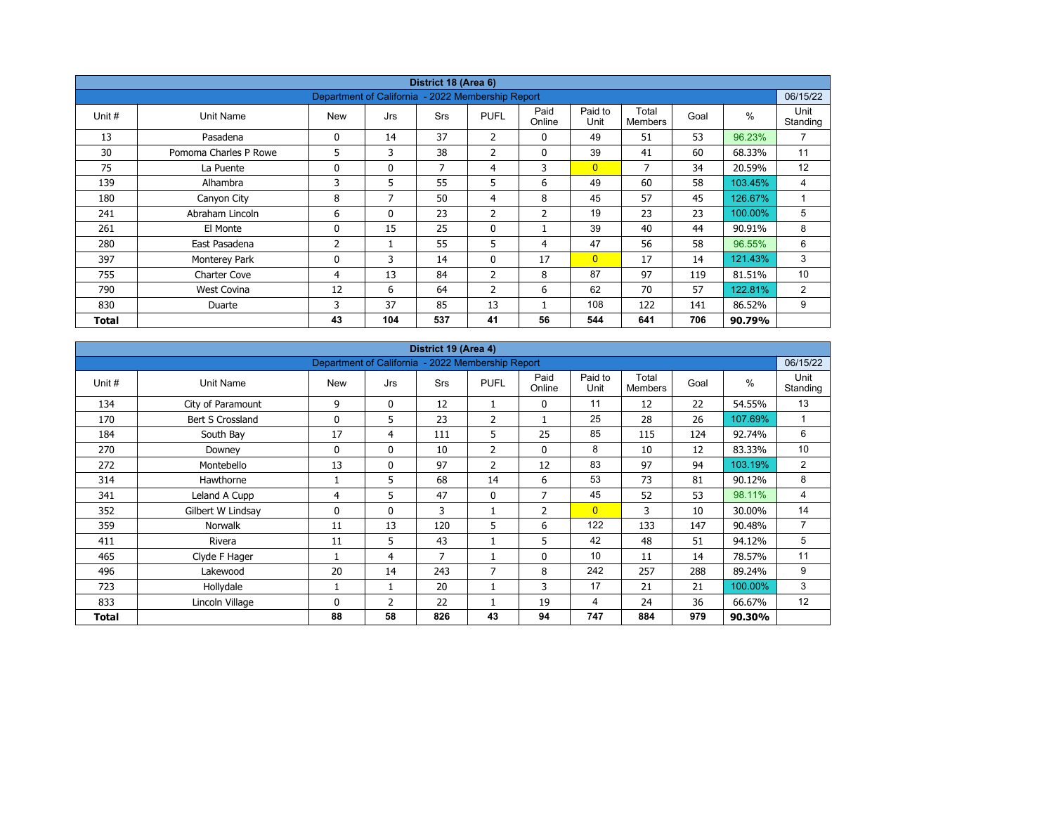| District 18 (Area 6) | | | | | | | | | | | |
|---|---|---|---|---|---|---|---|---|---|---|---|
| Department of California - 2022 Membership Report | | | | | | | | | | | 06/15/22 |
| Unit # | Unit Name | New | Jrs | Srs | PUFL | Paid Online | Paid to Unit | Total Members | Goal | % | Unit Standing |
| 13 | Pasadena | 0 | 14 | 37 | 2 | 0 | 49 | 51 | 53 | 96.23% | 7 |
| 30 | Pomona Charles P Rowe | 5 | 3 | 38 | 2 | 0 | 39 | 41 | 60 | 68.33% | 11 |
| 75 | La Puente | 0 | 0 | 7 | 4 | 3 | 0 | 7 | 34 | 20.59% | 12 |
| 139 | Alhambra | 3 | 5 | 55 | 5 | 6 | 49 | 60 | 58 | 103.45% | 4 |
| 180 | Canyon City | 8 | 7 | 50 | 4 | 8 | 45 | 57 | 45 | 126.67% | 1 |
| 241 | Abraham Lincoln | 6 | 0 | 23 | 2 | 2 | 19 | 23 | 23 | 100.00% | 5 |
| 261 | El Monte | 0 | 15 | 25 | 0 | 1 | 39 | 40 | 44 | 90.91% | 8 |
| 280 | East Pasadena | 2 | 1 | 55 | 5 | 4 | 47 | 56 | 58 | 96.55% | 6 |
| 397 | Monterey Park | 0 | 3 | 14 | 0 | 17 | 0 | 17 | 14 | 121.43% | 3 |
| 755 | Charter Cove | 4 | 13 | 84 | 2 | 8 | 87 | 97 | 119 | 81.51% | 10 |
| 790 | West Covina | 12 | 6 | 64 | 2 | 6 | 62 | 70 | 57 | 122.81% | 2 |
| 830 | Duarte | 3 | 37 | 85 | 13 | 1 | 108 | 122 | 141 | 86.52% | 9 |
| **Total** | | **43** | **104** | **537** | **41** | **56** | **544** | **641** | **706** | **90.79%** | |

| District 19 (Area 4) | | | | | | | | | | | |
|---|---|---|---|---|---|---|---|---|---|---|---|
| Department of California - 2022 Membership Report | | | | | | | | | | | 06/15/22 |
| Unit # | Unit Name | New | Jrs | Srs | PUFL | Paid Online | Paid to Unit | Total Members | Goal | % | Unit Standing |
| 134 | City of Paramount | 9 | 0 | 12 | 1 | 0 | 11 | 12 | 22 | 54.55% | 13 |
| 170 | Bert S Crossland | 0 | 5 | 23 | 2 | 1 | 25 | 28 | 26 | 107.69% | 1 |
| 184 | South Bay | 17 | 4 | 111 | 5 | 25 | 85 | 115 | 124 | 92.74% | 6 |
| 270 | Downey | 0 | 0 | 10 | 2 | 0 | 8 | 10 | 12 | 83.33% | 10 |
| 272 | Montebello | 13 | 0 | 97 | 2 | 12 | 83 | 97 | 94 | 103.19% | 2 |
| 314 | Hawthorne | 1 | 5 | 68 | 14 | 6 | 53 | 73 | 81 | 90.12% | 8 |
| 341 | Leland A Cupp | 4 | 5 | 47 | 0 | 7 | 45 | 52 | 53 | 98.11% | 4 |
| 352 | Gilbert W Lindsay | 0 | 0 | 3 | 1 | 2 | 0 | 3 | 10 | 30.00% | 14 |
| 359 | Norwalk | 11 | 13 | 120 | 5 | 6 | 122 | 133 | 147 | 90.48% | 7 |
| 411 | Rivera | 11 | 5 | 43 | 1 | 5 | 42 | 48 | 51 | 94.12% | 5 |
| 465 | Clyde F Hager | 1 | 4 | 7 | 1 | 0 | 10 | 11 | 14 | 78.57% | 11 |
| 496 | Lakewood | 20 | 14 | 243 | 7 | 8 | 242 | 257 | 288 | 89.24% | 9 |
| 723 | Hollydale | 1 | 1 | 20 | 1 | 3 | 17 | 21 | 21 | 100.00% | 3 |
| 833 | Lincoln Village | 0 | 2 | 22 | 1 | 19 | 4 | 24 | 36 | 66.67% | 12 |
| **Total** | | **88** | **58** | **826** | **43** | **94** | **747** | **884** | **979** | **90.30%** | |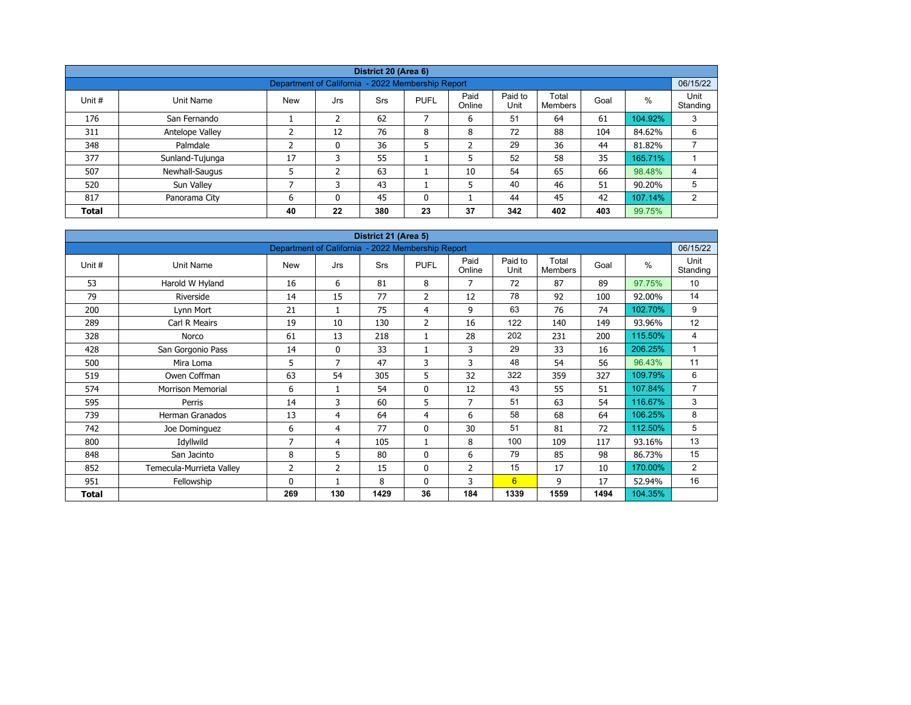| District 20 (Area 6) | | | | | | | | | | |
|---|---|---|---|---|---|---|---|---|---|---|
| Department of California - 2022 Membership Report | | | | | | | | | | 06/15/22 |
| Unit # | Unit Name | New | Jrs | Srs | PUFL | Paid Online | Paid to Unit | Total Members | Goal | % | Unit Standing |
| 176 | San Fernando | 1 | 2 | 62 | 7 | 6 | 51 | 64 | 61 | 104.92% | 3 |
| 311 | Antelope Valley | 2 | 12 | 76 | 8 | 8 | 72 | 88 | 104 | 84.62% | 6 |
| 348 | Palmdale | 2 | 0 | 36 | 5 | 2 | 29 | 36 | 44 | 81.82% | 7 |
| 377 | Sunland-Tujunga | 17 | 3 | 55 | 1 | 5 | 52 | 58 | 35 | 165.71% | 1 |
| 507 | Newhall-Saugus | 5 | 2 | 63 | 1 | 10 | 54 | 65 | 66 | 98.48% | 4 |
| 520 | Sun Valley | 7 | 3 | 43 | 1 | 5 | 40 | 46 | 51 | 90.20% | 5 |
| 817 | Panorama City | 6 | 0 | 45 | 0 | 1 | 44 | 45 | 42 | 107.14% | 2 |
| **Total** | | **40** | **22** | **380** | **23** | **37** | **342** | **402** | **403** | 99.75% | |

| District 21 (Area 5) | | | | | | | | | | | |
|---|---|---|---|---|---|---|---|---|---|---|---|
| Department of California - 2022 Membership Report | | | | | | | | | | | 06/15/22 |
| Unit # | Unit Name | New | Jrs | Srs | PUFL | Paid Online | Paid to Unit | Total Members | Goal | % | Unit Standing |
| 53 | Harold W Hyland | 16 | 6 | 81 | 8 | 7 | 72 | 87 | 89 | 97.75% | 10 |
| 79 | Riverside | 14 | 15 | 77 | 2 | 12 | 78 | 92 | 100 | 92.00% | 14 |
| 200 | Lynn Mort | 21 | 1 | 75 | 4 | 9 | 63 | 76 | 74 | 102.70% | 9 |
| 289 | Carl R Meairs | 19 | 10 | 130 | 2 | 16 | 122 | 140 | 149 | 93.96% | 12 |
| 328 | Norco | 61 | 13 | 218 | 1 | 28 | 202 | 231 | 200 | 115.50% | 4 |
| 428 | San Gorgonio Pass | 14 | 0 | 33 | 1 | 3 | 29 | 33 | 16 | 206.25% | 1 |
| 500 | Mira Loma | 5 | 7 | 47 | 3 | 3 | 48 | 54 | 56 | 96.43% | 11 |
| 519 | Owen Coffman | 63 | 54 | 305 | 5 | 32 | 322 | 359 | 327 | 109.79% | 6 |
| 574 | Morrison Memorial | 6 | 1 | 54 | 0 | 12 | 43 | 55 | 51 | 107.84% | 7 |
| 595 | Perris | 14 | 3 | 60 | 5 | 7 | 51 | 63 | 54 | 116.67% | 3 |
| 739 | Herman Granados | 13 | 4 | 64 | 4 | 6 | 58 | 68 | 64 | 106.25% | 8 |
| 742 | Joe Dominguez | 6 | 4 | 77 | 0 | 30 | 51 | 81 | 72 | 112.50% | 5 |
| 800 | Idyllwild | 7 | 4 | 105 | 1 | 8 | 100 | 109 | 117 | 93.16% | 13 |
| 848 | San Jacinto | 8 | 5 | 80 | 0 | 6 | 79 | 85 | 98 | 86.73% | 15 |
| 852 | Temecula-Murrieta Valley | 2 | 2 | 15 | 0 | 2 | 15 | 17 | 10 | 170.00% | 2 |
| 951 | Fellowship | 0 | 1 | 8 | 0 | 3 | 6 | 9 | 17 | 52.94% | 16 |
| **Total** | | **269** | **130** | **1429** | **36** | **184** | **1339** | **1559** | **1494** | 104.35% | |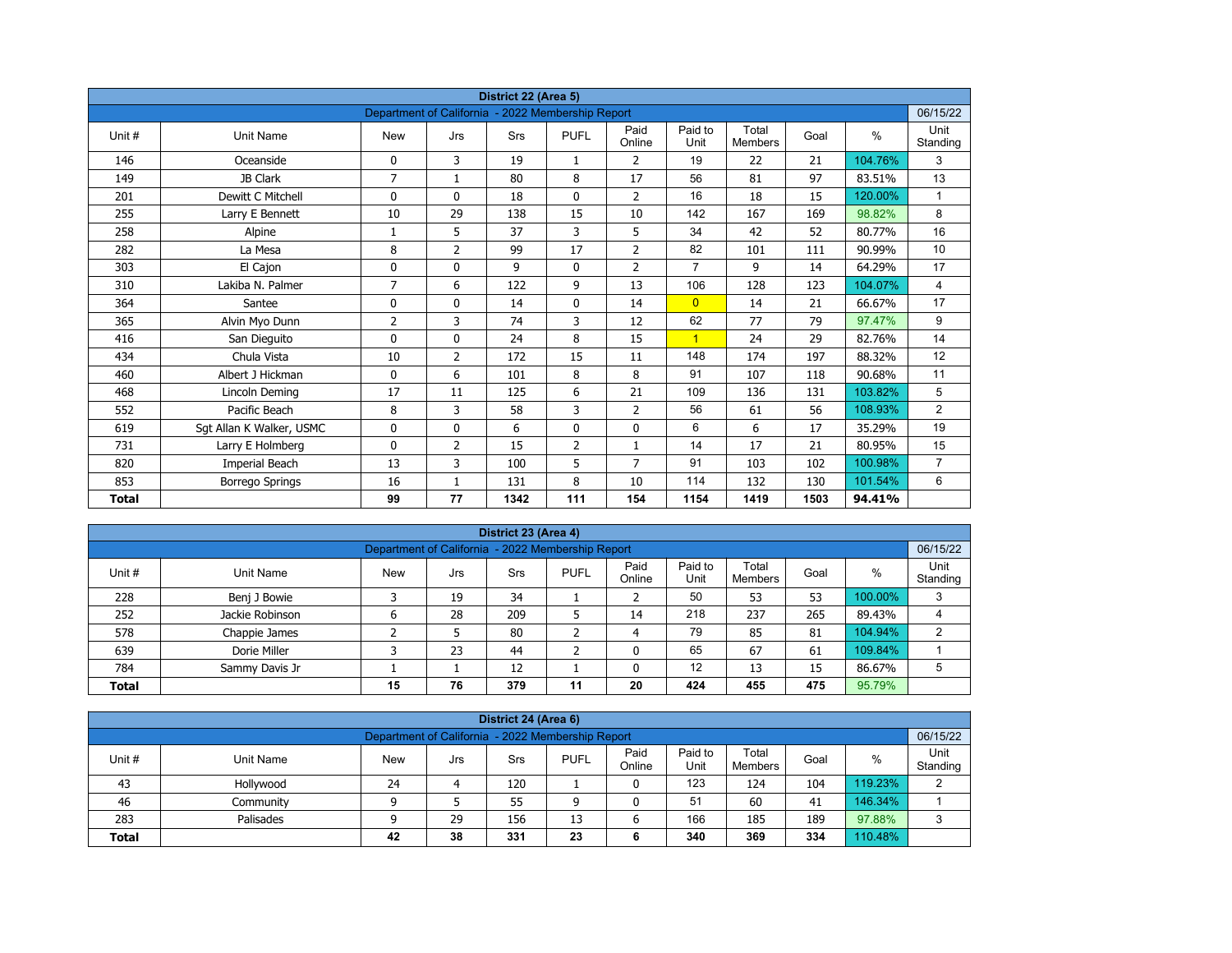| District 22 (Area 5) | | | | | | | | | | | |
|---|---|---|---|---|---|---|---|---|---|---|---|
| Department of California - 2022 Membership Report | | | | | | | | | | | 06/15/22 |
| Unit # | Unit Name | New | Jrs | Srs | PUFL | Paid Online | Paid to Unit | Total Members | Goal | % | Unit Standing |
| 146 | Oceanside | 0 | 3 | 19 | 1 | 2 | 19 | 22 | 21 | 104.76% | 3 |
| 149 | JB Clark | 7 | 1 | 80 | 8 | 17 | 56 | 81 | 97 | 83.51% | 13 |
| 201 | Dewitt C Mitchell | 0 | 0 | 18 | 0 | 2 | 16 | 18 | 15 | 120.00% | 1 |
| 255 | Larry E Bennett | 10 | 29 | 138 | 15 | 10 | 142 | 167 | 169 | 98.82% | 8 |
| 258 | Alpine | 1 | 5 | 37 | 3 | 5 | 34 | 42 | 52 | 80.77% | 16 |
| 282 | La Mesa | 8 | 2 | 99 | 17 | 2 | 82 | 101 | 111 | 90.99% | 10 |
| 303 | El Cajon | 0 | 0 | 9 | 0 | 2 | 7 | 9 | 14 | 64.29% | 17 |
| 310 | Lakiba N. Palmer | 7 | 6 | 122 | 9 | 13 | 106 | 128 | 123 | 104.07% | 4 |
| 364 | Santee | 0 | 0 | 14 | 0 | 14 | 0 | 14 | 21 | 66.67% | 17 |
| 365 | Alvin Myo Dunn | 2 | 3 | 74 | 3 | 12 | 62 | 77 | 79 | 97.47% | 9 |
| 416 | San Dieguito | 0 | 0 | 24 | 8 | 15 | 1 | 24 | 29 | 82.76% | 14 |
| 434 | Chula Vista | 10 | 2 | 172 | 15 | 11 | 148 | 174 | 197 | 88.32% | 12 |
| 460 | Albert J Hickman | 0 | 6 | 101 | 8 | 8 | 91 | 107 | 118 | 90.68% | 11 |
| 468 | Lincoln Deming | 17 | 11 | 125 | 6 | 21 | 109 | 136 | 131 | 103.82% | 5 |
| 552 | Pacific Beach | 8 | 3 | 58 | 3 | 2 | 56 | 61 | 56 | 108.93% | 2 |
| 619 | Sgt Allan K Walker, USMC | 0 | 0 | 6 | 0 | 0 | 6 | 6 | 17 | 35.29% | 19 |
| 731 | Larry E Holmberg | 0 | 2 | 15 | 2 | 1 | 14 | 17 | 21 | 80.95% | 15 |
| 820 | Imperial Beach | 13 | 3 | 100 | 5 | 7 | 91 | 103 | 102 | 100.98% | 7 |
| 853 | Borrego Springs | 16 | 1 | 131 | 8 | 10 | 114 | 132 | 130 | 101.54% | 6 |
| **Total** | | **99** | **77** | **1342** | **111** | **154** | **1154** | **1419** | **1503** | **94.41%** | |

| District 23 (Area 4) | | | | | | | | | | | |
|---|---|---|---|---|---|---|---|---|---|---|---|
| Department of California - 2022 Membership Report | | | | | | | | | | | 06/15/22 |
| Unit # | Unit Name | New | Jrs | Srs | PUFL | Paid Online | Paid to Unit | Total Members | Goal | % | Unit Standing |
| 228 | Benj J Bowie | 3 | 19 | 34 | 1 | 2 | 50 | 53 | 53 | 100.00% | 3 |
| 252 | Jackie Robinson | 6 | 28 | 209 | 5 | 14 | 218 | 237 | 265 | 89.43% | 4 |
| 578 | Chappie James | 2 | 5 | 80 | 2 | 4 | 79 | 85 | 81 | 104.94% | 2 |
| 639 | Dorie Miller | 3 | 23 | 44 | 2 | 0 | 65 | 67 | 61 | 109.84% | 1 |
| 784 | Sammy Davis Jr | 1 | 1 | 12 | 1 | 0 | 12 | 13 | 15 | 86.67% | 5 |
| **Total** | | **15** | **76** | **379** | **11** | **20** | **424** | **455** | **475** | 95.79% | |

| District 24 (Area 6) | | | | | | | | | | | |
|---|---|---|---|---|---|---|---|---|---|---|---|
| Department of California - 2022 Membership Report | | | | | | | | | | | 06/15/22 |
| Unit # | Unit Name | New | Jrs | Srs | PUFL | Paid Online | Paid to Unit | Total Members | Goal | % | Unit Standing |
| 43 | Hollywood | 24 | 4 | 120 | 1 | 0 | 123 | 124 | 104 | 119.23% | 2 |
| 46 | Community | 9 | 5 | 55 | 9 | 0 | 51 | 60 | 41 | 146.34% | 1 |
| 283 | Palisades | 9 | 29 | 156 | 13 | 6 | 166 | 185 | 189 | 97.88% | 3 |
| **Total** | | **42** | **38** | **331** | **23** | **6** | **340** | **369** | **334** | 110.48% | |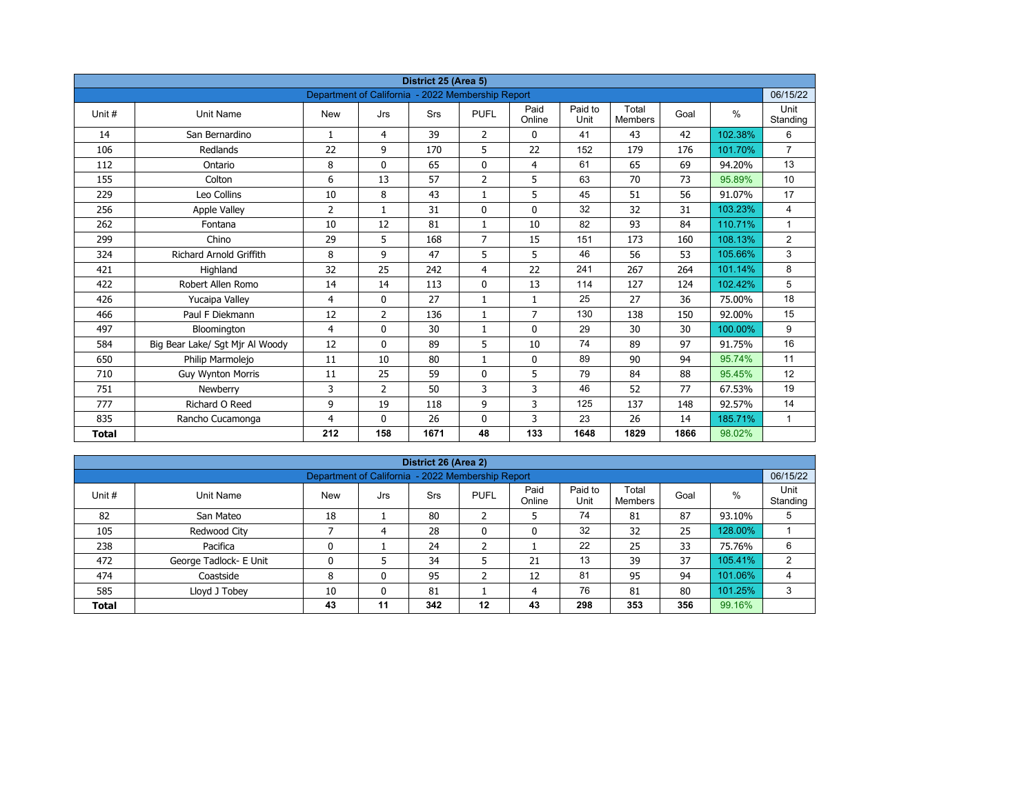| District 25 (Area 5) | | | | | | | | | | | |
|---|---|---|---|---|---|---|---|---|---|---|---|
| Department of California - 2022 Membership Report | | | | | | | | | | | 06/15/22 |
| Unit # | Unit Name | New | Jrs | Srs | PUFL | Paid Online | Paid to Unit | Total Members | Goal | % | Unit Standing |
| 14 | San Bernardino | 1 | 4 | 39 | 2 | 0 | 41 | 43 | 42 | 102.38% | 6 |
| 106 | Redlands | 22 | 9 | 170 | 5 | 22 | 152 | 179 | 176 | 101.70% | 7 |
| 112 | Ontario | 8 | 0 | 65 | 0 | 4 | 61 | 65 | 69 | 94.20% | 13 |
| 155 | Colton | 6 | 13 | 57 | 2 | 5 | 63 | 70 | 73 | 95.89% | 10 |
| 229 | Leo Collins | 10 | 8 | 43 | 1 | 5 | 45 | 51 | 56 | 91.07% | 17 |
| 256 | Apple Valley | 2 | 1 | 31 | 0 | 0 | 32 | 32 | 31 | 103.23% | 4 |
| 262 | Fontana | 10 | 12 | 81 | 1 | 10 | 82 | 93 | 84 | 110.71% | 1 |
| 299 | Chino | 29 | 5 | 168 | 7 | 15 | 151 | 173 | 160 | 108.13% | 2 |
| 324 | Richard Arnold Griffith | 8 | 9 | 47 | 5 | 5 | 46 | 56 | 53 | 105.66% | 3 |
| 421 | Highland | 32 | 25 | 242 | 4 | 22 | 241 | 267 | 264 | 101.14% | 8 |
| 422 | Robert Allen Romo | 14 | 14 | 113 | 0 | 13 | 114 | 127 | 124 | 102.42% | 5 |
| 426 | Yucaipa Valley | 4 | 0 | 27 | 1 | 1 | 25 | 27 | 36 | 75.00% | 18 |
| 466 | Paul F Diekmann | 12 | 2 | 136 | 1 | 7 | 130 | 138 | 150 | 92.00% | 15 |
| 497 | Bloomington | 4 | 0 | 30 | 1 | 0 | 29 | 30 | 30 | 100.00% | 9 |
| 584 | Big Bear Lake/ Sgt Mjr Al Woody | 12 | 0 | 89 | 5 | 10 | 74 | 89 | 97 | 91.75% | 16 |
| 650 | Philip Marmolejo | 11 | 10 | 80 | 1 | 0 | 89 | 90 | 94 | 95.74% | 11 |
| 710 | Guy Wynton Morris | 11 | 25 | 59 | 0 | 5 | 79 | 84 | 88 | 95.45% | 12 |
| 751 | Newberry | 3 | 2 | 50 | 3 | 3 | 46 | 52 | 77 | 67.53% | 19 |
| 777 | Richard O Reed | 9 | 19 | 118 | 9 | 3 | 125 | 137 | 148 | 92.57% | 14 |
| 835 | Rancho Cucamonga | 4 | 0 | 26 | 0 | 3 | 23 | 26 | 14 | 185.71% | 1 |
| **Total** | | **212** | **158** | **1671** | **48** | **133** | **1648** | **1829** | **1866** | 98.02% | |

| District 26 (Area 2) | | | | | | | | | | | |
|---|---|---|---|---|---|---|---|---|---|---|---|
| Department of California - 2022 Membership Report | | | | | | | | | | | 06/15/22 |
| Unit # | Unit Name | New | Jrs | Srs | PUFL | Paid Online | Paid to Unit | Total Members | Goal | % | Unit Standing |
| 82 | San Mateo | 18 | 1 | 80 | 2 | 5 | 74 | 81 | 87 | 93.10% | 5 |
| 105 | Redwood City | 7 | 4 | 28 | 0 | 0 | 32 | 32 | 25 | 128.00% | 1 |
| 238 | Pacifica | 0 | 1 | 24 | 2 | 1 | 22 | 25 | 33 | 75.76% | 6 |
| 472 | George Tadlock- E Unit | 0 | 5 | 34 | 5 | 21 | 13 | 39 | 37 | 105.41% | 2 |
| 474 | Coastside | 8 | 0 | 95 | 2 | 12 | 81 | 95 | 94 | 101.06% | 4 |
| 585 | Lloyd J Tobey | 10 | 0 | 81 | 1 | 4 | 76 | 81 | 80 | 101.25% | 3 |
| **Total** | | **43** | **11** | **342** | **12** | **43** | **298** | **353** | **356** | 99.16% | |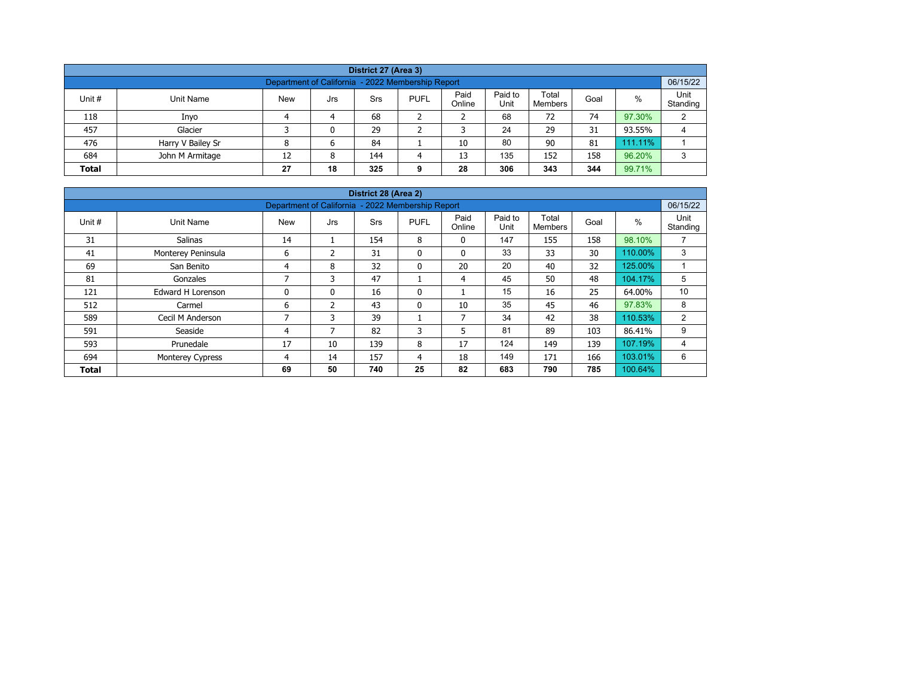## District 27 (Area 3)

Department of California - 2022 Membership Report — 06/15/22

| Unit # | Unit Name | New | Jrs | Srs | PUFL | Paid Online | Paid to Unit | Total Members | Goal | % | Unit Standing |
|---|---|---|---|---|---|---|---|---|---|---|---|
| 118 | Inyo | 4 | 4 | 68 | 2 | 2 | 68 | 72 | 74 | 97.30% | 2 |
| 457 | Glacier | 3 | 0 | 29 | 2 | 3 | 24 | 29 | 31 | 93.55% | 4 |
| 476 | Harry V Bailey Sr | 8 | 6 | 84 | 1 | 10 | 80 | 90 | 81 | 111.11% | 1 |
| 684 | John M Armitage | 12 | 8 | 144 | 4 | 13 | 135 | 152 | 158 | 96.20% | 3 |
| **Total** | | **27** | **18** | **325** | **9** | **28** | **306** | **343** | **344** | **99.71%** | |

## District 28 (Area 2)

Department of California - 2022 Membership Report — 06/15/22

| Unit # | Unit Name | New | Jrs | Srs | PUFL | Paid Online | Paid to Unit | Total Members | Goal | % | Unit Standing |
|---|---|---|---|---|---|---|---|---|---|---|---|
| 31 | Salinas | 14 | 1 | 154 | 8 | 0 | 147 | 155 | 158 | 98.10% | 7 |
| 41 | Monterey Peninsula | 6 | 2 | 31 | 0 | 0 | 33 | 33 | 30 | 110.00% | 3 |
| 69 | San Benito | 4 | 8 | 32 | 0 | 20 | 20 | 40 | 32 | 125.00% | 1 |
| 81 | Gonzales | 7 | 3 | 47 | 1 | 4 | 45 | 50 | 48 | 104.17% | 5 |
| 121 | Edward H Lorenson | 0 | 0 | 16 | 0 | 1 | 15 | 16 | 25 | 64.00% | 10 |
| 512 | Carmel | 6 | 2 | 43 | 0 | 10 | 35 | 45 | 46 | 97.83% | 8 |
| 589 | Cecil M Anderson | 7 | 3 | 39 | 1 | 7 | 34 | 42 | 38 | 110.53% | 2 |
| 591 | Seaside | 4 | 7 | 82 | 3 | 5 | 81 | 89 | 103 | 86.41% | 9 |
| 593 | Prunedale | 17 | 10 | 139 | 8 | 17 | 124 | 149 | 139 | 107.19% | 4 |
| 694 | Monterey Cypress | 4 | 14 | 157 | 4 | 18 | 149 | 171 | 166 | 103.01% | 6 |
| **Total** | | **69** | **50** | **740** | **25** | **82** | **683** | **790** | **785** | **100.64%** | |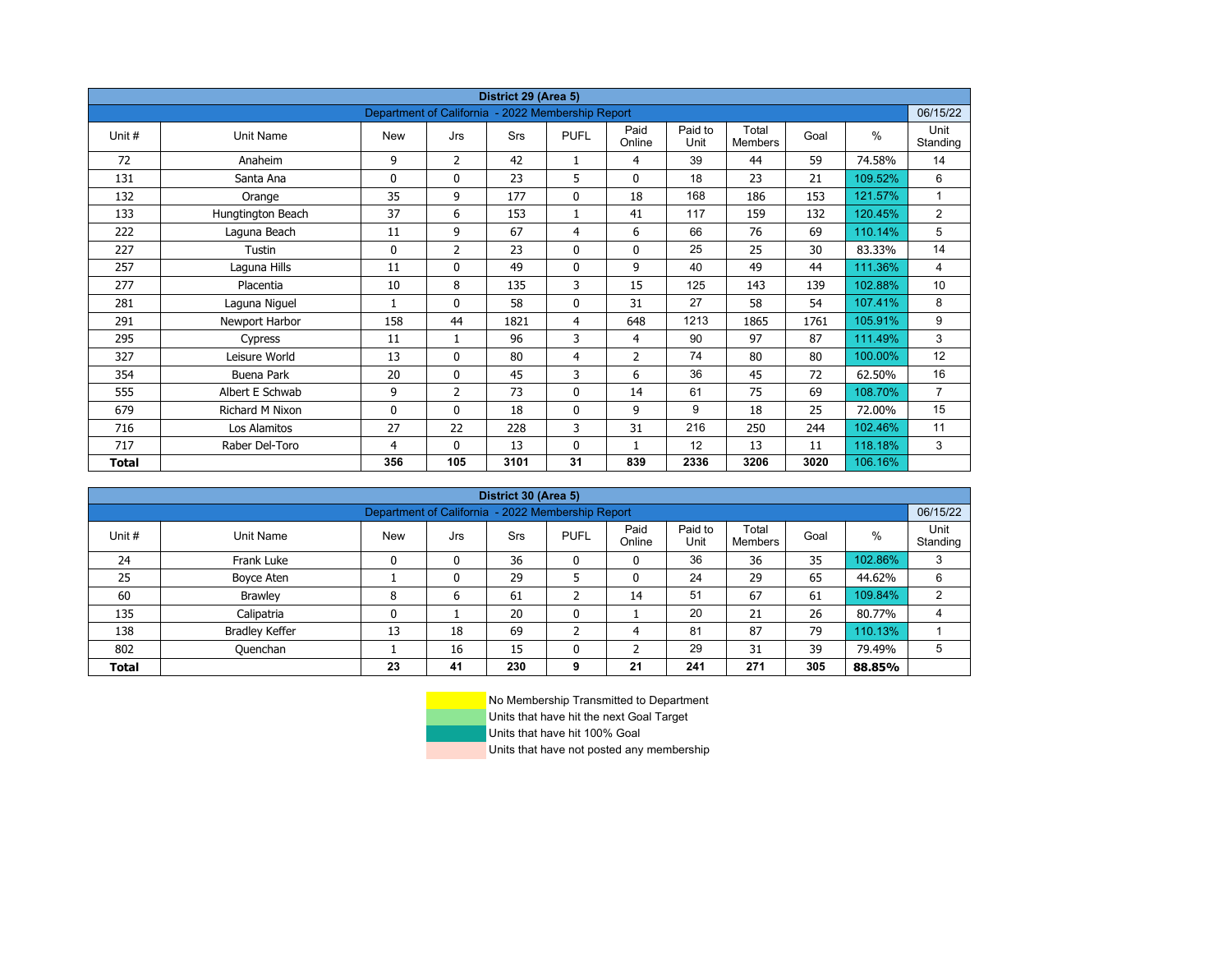| District 29 (Area 5) | | | | | | | | | | | |
|---|---|---|---|---|---|---|---|---|---|---|---|
| Department of California - 2022 Membership Report | | | | | | | | | | | 06/15/22 |
| Unit # | Unit Name | New | Jrs | Srs | PUFL | Paid Online | Paid to Unit | Total Members | Goal | % | Unit Standing |
| 72 | Anaheim | 9 | 2 | 42 | 1 | 4 | 39 | 44 | 59 | 74.58% | 14 |
| 131 | Santa Ana | 0 | 0 | 23 | 5 | 0 | 18 | 23 | 21 | 109.52% | 6 |
| 132 | Orange | 35 | 9 | 177 | 0 | 18 | 168 | 186 | 153 | 121.57% | 1 |
| 133 | Hungtington Beach | 37 | 6 | 153 | 1 | 41 | 117 | 159 | 132 | 120.45% | 2 |
| 222 | Laguna Beach | 11 | 9 | 67 | 4 | 6 | 66 | 76 | 69 | 110.14% | 5 |
| 227 | Tustin | 0 | 2 | 23 | 0 | 0 | 25 | 25 | 30 | 83.33% | 14 |
| 257 | Laguna Hills | 11 | 0 | 49 | 0 | 9 | 40 | 49 | 44 | 111.36% | 4 |
| 277 | Placentia | 10 | 8 | 135 | 3 | 15 | 125 | 143 | 139 | 102.88% | 10 |
| 281 | Laguna Niguel | 1 | 0 | 58 | 0 | 31 | 27 | 58 | 54 | 107.41% | 8 |
| 291 | Newport Harbor | 158 | 44 | 1821 | 4 | 648 | 1213 | 1865 | 1761 | 105.91% | 9 |
| 295 | Cypress | 11 | 1 | 96 | 3 | 4 | 90 | 97 | 87 | 111.49% | 3 |
| 327 | Leisure World | 13 | 0 | 80 | 4 | 2 | 74 | 80 | 80 | 100.00% | 12 |
| 354 | Buena Park | 20 | 0 | 45 | 3 | 6 | 36 | 45 | 72 | 62.50% | 16 |
| 555 | Albert E Schwab | 9 | 2 | 73 | 0 | 14 | 61 | 75 | 69 | 108.70% | 7 |
| 679 | Richard M Nixon | 0 | 0 | 18 | 0 | 9 | 9 | 18 | 25 | 72.00% | 15 |
| 716 | Los Alamitos | 27 | 22 | 228 | 3 | 31 | 216 | 250 | 244 | 102.46% | 11 |
| 717 | Raber Del-Toro | 4 | 0 | 13 | 0 | 1 | 12 | 13 | 11 | 118.18% | 3 |
| **Total** | | **356** | **105** | **3101** | **31** | **839** | **2336** | **3206** | **3020** | **106.16%** | |

| District 30 (Area 5) | | | | | | | | | | | |
|---|---|---|---|---|---|---|---|---|---|---|---|
| Department of California - 2022 Membership Report | | | | | | | | | | | 06/15/22 |
| Unit # | Unit Name | New | Jrs | Srs | PUFL | Paid Online | Paid to Unit | Total Members | Goal | % | Unit Standing |
| 24 | Frank Luke | 0 | 0 | 36 | 0 | 0 | 36 | 36 | 35 | 102.86% | 3 |
| 25 | Boyce Aten | 1 | 0 | 29 | 5 | 0 | 24 | 29 | 65 | 44.62% | 6 |
| 60 | Brawley | 8 | 6 | 61 | 2 | 14 | 51 | 67 | 61 | 109.84% | 2 |
| 135 | Calipatria | 0 | 1 | 20 | 0 | 1 | 20 | 21 | 26 | 80.77% | 4 |
| 138 | Bradley Keffer | 13 | 18 | 69 | 2 | 4 | 81 | 87 | 79 | 110.13% | 1 |
| 802 | Quenchan | 1 | 16 | 15 | 0 | 2 | 29 | 31 | 39 | 79.49% | 5 |
| **Total** | | **23** | **41** | **230** | **9** | **21** | **241** | **271** | **305** | **88.85%** | |

No Membership Transmitted to Department

Units that have hit the next Goal Target

Units that have hit 100% Goal

Units that have not posted any membership